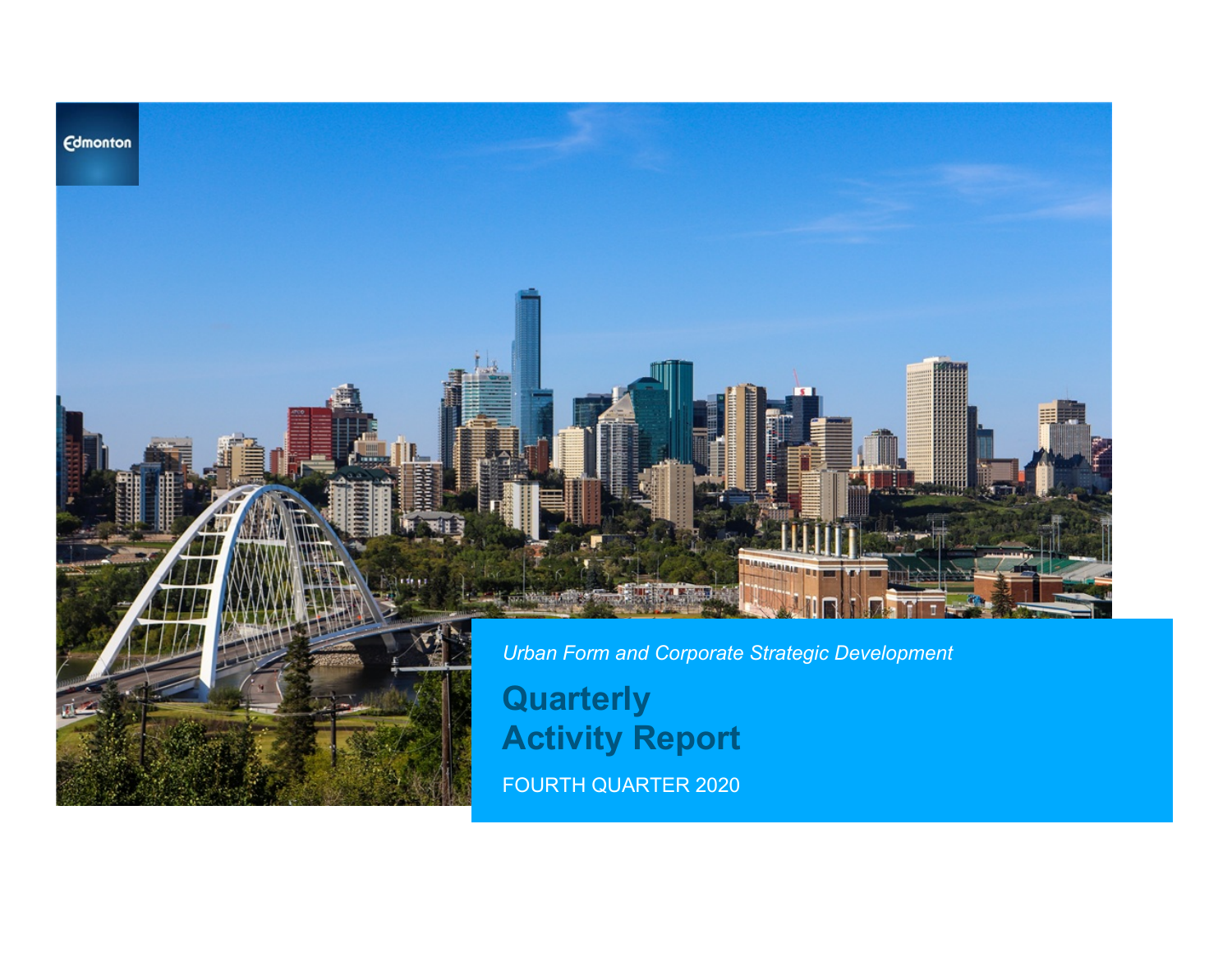Edmonton

*Urban Form and Corporate Strategic Development*

# Quarterly Activity Report

FOURTH QUARTER 2020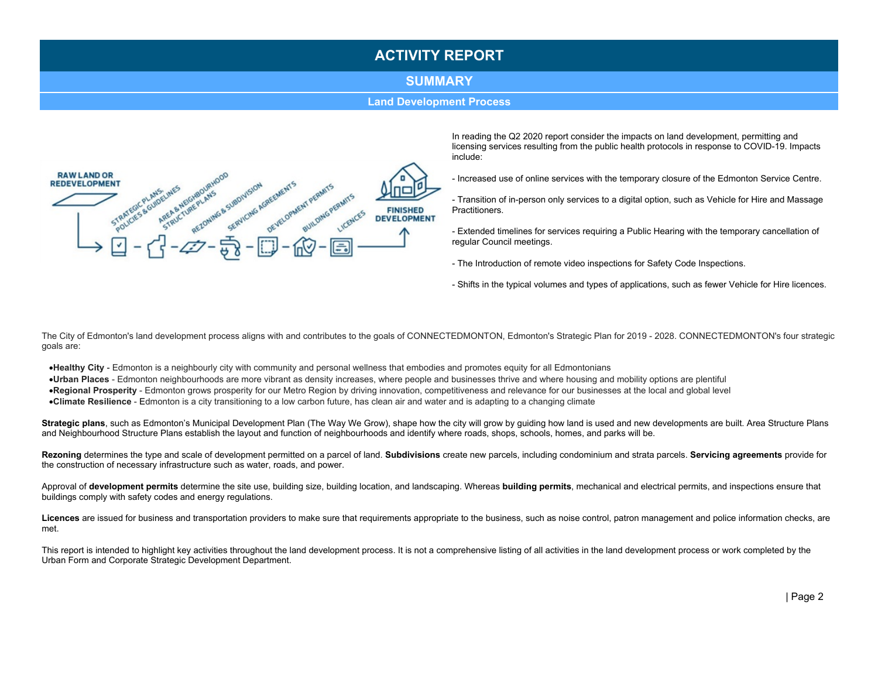# ACTIVITY REPORT

## SUMMARY

### Land Development Process

In reading the Q2 2020 report consider the impacts on land development, permitting and licensing services resulting from the public health protocols in response to COVID-19. Impacts include:

- Increased use of online services with the temporary closure of the Edmonton Service Centre.

- Transition of in-person only services to a digital option, such as Vehicle for Hire and Massage Practitioners.

- Extended timelines for services requiring a Public Hearing with the temporary cancellation of regular Council meetings.

- The Introduction of remote video inspections for Safety Code Inspections.

- Shifts in the typical volumes and types of applications, such as fewer Vehicle for Hire licences.

The City of Edmonton's land development process aligns with and contributes to the goals of CONNECTEDMONTON, Edmonton's Strategic Plan for 2019 - 2028. CONNECTEDMONTON's four strategic goals are:

- **Healthy City** - Edmonton is a neighbourly city with community and personal wellness that embodies and promotes equity for all Edmontonians
- **Urban Places** - Edmonton neighbourhoods are more vibrant as density increases, where people and businesses thrive and where housing and mobility options are plentiful
- **Regional Prosperity** - Edmonton grows prosperity for our Metro Region by driving innovation, competitiveness and relevance for our businesses at the local and global level
- **Climate Resilience** - Edmonton is a city transitioning to a low carbon future, has clean air and water and is adapting to a changing climate

**Strategic plans**, such as Edmonton's Municipal Development Plan (The Way We Grow), shape how the city will grow by guiding how land is used and new developments are built. Area Structure Plans and Neighbourhood Structure Plans establish the layout and function of neighbourhoods and identify where roads, shops, schools, homes, and parks will be.

**Rezoning** determines the type and scale of development permitted on a parcel of land. **Subdivisions** create new parcels, including condominium and strata parcels. **Servicing agreements** provide for the construction of necessary infrastructure such as water, roads, and power.

Approval of **development permits** determine the site use, building size, building location, and landscaping. Whereas **building permits**, mechanical and electrical permits, and inspections ensure that buildings comply with safety codes and energy regulations.

**Licences** are issued for business and transportation providers to make sure that requirements appropriate to the business, such as noise control, patron management and police information checks, are met.

This report is intended to highlight key activities throughout the land development process. It is not a comprehensive listing of all activities in the land development process or work completed by the Urban Form and Corporate Strategic Development Department.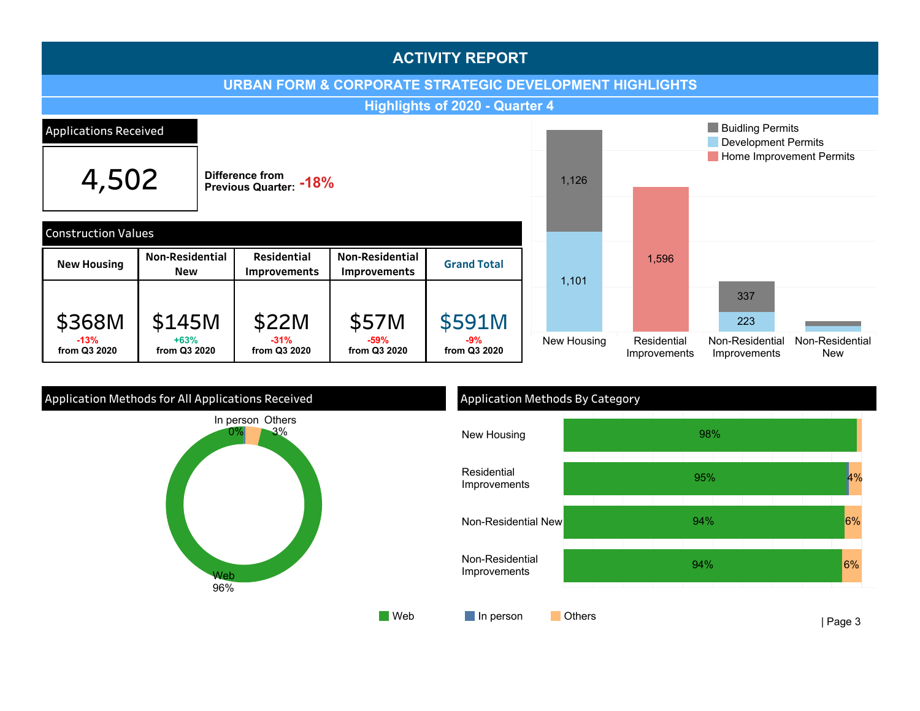# ACTIVITY REPORT

## URBAN FORM & CORPORATE STRATEGIC DEVELOPMENT HIGHLIGHTS

### Highlights of 2020 - Quarter 4

**Applications Received**

**4,502**

**Difference from Previous Quarter:** **-18%**

**Construction Values**

| New Housing | Non-Residential New | Residential Improvements | Non-Residential Improvements | Grand Total |
|---|---|---|---|---|
| $368M | $145M | $22M | $57M | $591M |
| -13% from Q3 2020 | +63% from Q3 2020 | -31% from Q3 2020 | -59% from Q3 2020 | -9% from Q3 2020 |

| Category | Buidling Permits | Development Permits | Home Improvement Permits |
|---|---|---|---|
| New Housing | 1,126 | 1,101 | |
| Residential Improvements | | | 1,596 |
| Non-Residential Improvements | 337 | 223 | |
| Non-Residential New | | | |

**Application Methods for All Applications Received**

| Method | Share |
|---|---|
| Web | 96% |
| In person | 0% |
| Others | 3% |

**Application Methods By Category**

| Category | Web | In person | Others |
|---|---|---|---|
| New Housing | 98% | | |
| Residential Improvements | 95% | | 4% |
| Non-Residential New | 94% | | 6% |
| Non-Residential Improvements | 94% | | 6% |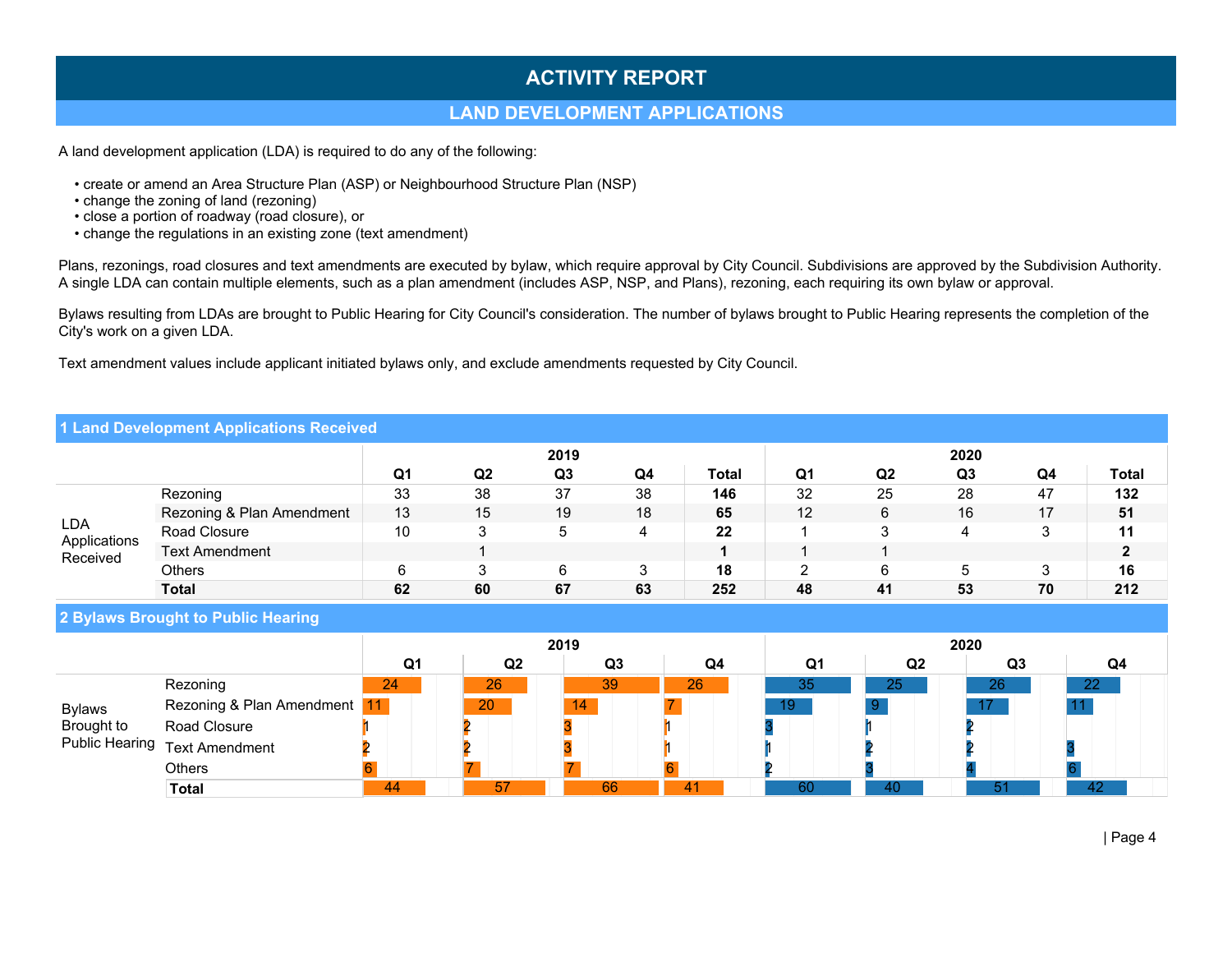# ACTIVITY REPORT

## LAND DEVELOPMENT APPLICATIONS

A land development application (LDA) is required to do any of the following:

- create or amend an Area Structure Plan (ASP) or Neighbourhood Structure Plan (NSP)
- change the zoning of land (rezoning)
- close a portion of roadway (road closure), or
- change the regulations in an existing zone (text amendment)

Plans, rezonings, road closures and text amendments are executed by bylaw, which require approval by City Council. Subdivisions are approved by the Subdivision Authority. A single LDA can contain multiple elements, such as a plan amendment (includes ASP, NSP, and Plans), rezoning, each requiring its own bylaw or approval.

Bylaws resulting from LDAs are brought to Public Hearing for City Council's consideration. The number of bylaws brought to Public Hearing represents the completion of the City's work on a given LDA.

Text amendment values include applicant initiated bylaws only, and exclude amendments requested by City Council.

### 1 Land Development Applications Received

| | | 2019 | | | | | 2020 | | | | |
|---|---|---|---|---|---|---|---|---|---|---|---|
| | | Q1 | Q2 | Q3 | Q4 | Total | Q1 | Q2 | Q3 | Q4 | Total |
| LDA Applications Received | Rezoning | 33 | 38 | 37 | 38 | **146** | 32 | 25 | 28 | 47 | **132** |
| | Rezoning & Plan Amendment | 13 | 15 | 19 | 18 | **65** | 12 | 6 | 16 | 17 | **51** |
| | Road Closure | 10 | 3 | 5 | 4 | **22** | 1 | 3 | 4 | 3 | **11** |
| | Text Amendment | | 1 | | | **1** | 1 | 1 | | | **2** |
| | Others | 6 | 3 | 6 | 3 | **18** | 2 | 6 | 5 | 3 | **16** |
| | **Total** | **62** | **60** | **67** | **63** | **252** | **48** | **41** | **53** | **70** | **212** |

### 2 Bylaws Brought to Public Hearing

| | | 2019 | | | | 2020 | | | |
|---|---|---|---|---|---|---|---|---|---|
| | | Q1 | Q2 | Q3 | Q4 | Q1 | Q2 | Q3 | Q4 |
| Bylaws Brought to Public Hearing | Rezoning | 24 | 26 | 39 | 26 | 35 | 25 | 26 | 22 |
| | Rezoning & Plan Amendment | 11 | 20 | 14 | 7 | 19 | 9 | 17 | 11 |
| | Road Closure | 1 | 2 | 3 | 1 | 3 | 1 | 2 | |
| | Text Amendment | 2 | 2 | 3 | 1 | 1 | 2 | 2 | 3 |
| | Others | 6 | 7 | 7 | 6 | 2 | 3 | 4 | 6 |
| | **Total** | 44 | 57 | 66 | 41 | 60 | 40 | 51 | 42 |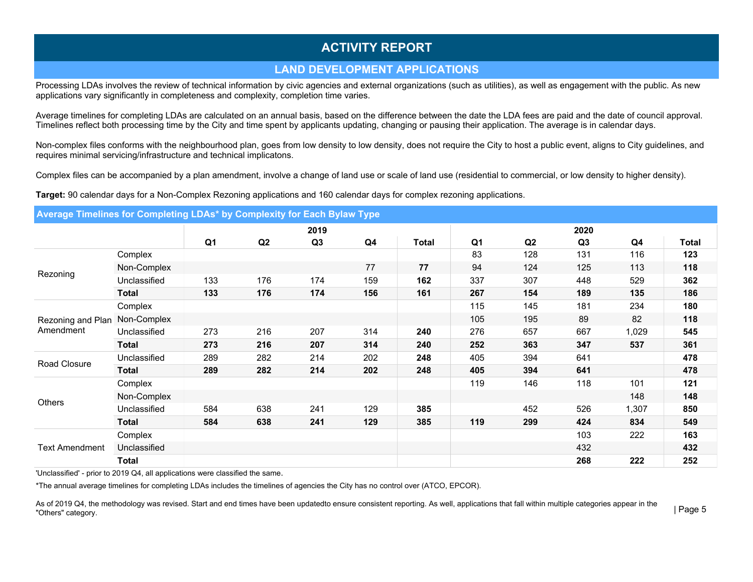# ACTIVITY REPORT

## LAND DEVELOPMENT APPLICATIONS

Processing LDAs involves the review of technical information by civic agencies and external organizations (such as utilities), as well as engagement with the public. As new applications vary significantly in completeness and complexity, completion time varies.

Average timelines for completing LDAs are calculated on an annual basis, based on the difference between the date the LDA fees are paid and the date of council approval. Timelines reflect both processing time by the City and time spent by applicants updating, changing or pausing their application. The average is in calendar days.

Non-complex files conforms with the neighbourhood plan, goes from low density to low density, does not require the City to host a public event, aligns to City guidelines, and requires minimal servicing/infrastructure and technical implicatons.

Complex files can be accompanied by a plan amendment, involve a change of land use or scale of land use (residential to commercial, or low density to higher density).

**Target:** 90 calendar days for a Non-Complex Rezoning applications and 160 calendar days for complex rezoning applications.

### Average Timelines for Completing LDAs* by Complexity for Each Bylaw Type

| | | 2019 | | | | | 2020 | | | | |
|---|---|---|---|---|---|---|---|---|---|---|---|
| | | Q1 | Q2 | Q3 | Q4 | Total | Q1 | Q2 | Q3 | Q4 | Total |
| Rezoning | Complex | | | | | | 83 | 128 | 131 | 116 | **123** |
| | Non-Complex | | | | 77 | **77** | 94 | 124 | 125 | 113 | **118** |
| | Unclassified | 133 | 176 | 174 | 159 | **162** | 337 | 307 | 448 | 529 | **362** |
| | **Total** | **133** | **176** | **174** | **156** | **161** | **267** | **154** | **189** | **135** | **186** |
| Rezoning and Plan Amendment | Complex | | | | | | 115 | 145 | 181 | 234 | **180** |
| | Non-Complex | | | | | | 105 | 195 | 89 | 82 | **118** |
| | Unclassified | 273 | 216 | 207 | 314 | **240** | 276 | 657 | 667 | 1,029 | **545** |
| | **Total** | **273** | **216** | **207** | **314** | **240** | **252** | **363** | **347** | **537** | **361** |
| Road Closure | Unclassified | 289 | 282 | 214 | 202 | **248** | 405 | 394 | 641 | | **478** |
| | **Total** | **289** | **282** | **214** | **202** | **248** | **405** | **394** | **641** | | **478** |
| Others | Complex | | | | | | 119 | 146 | 118 | 101 | **121** |
| | Non-Complex | | | | | | | | | 148 | **148** |
| | Unclassified | 584 | 638 | 241 | 129 | **385** | | 452 | 526 | 1,307 | **850** |
| | **Total** | **584** | **638** | **241** | **129** | **385** | **119** | **299** | **424** | **834** | **549** |
| Text Amendment | Complex | | | | | | | | 103 | 222 | **163** |
| | Unclassified | | | | | | | | 432 | | **432** |
| | **Total** | | | | | | | | **268** | **222** | **252** |

'Unclassified' - prior to 2019 Q4, all applications were classified the same.

*The annual average timelines for completing LDAs includes the timelines of agencies the City has no control over (ATCO, EPCOR).

As of 2019 Q4, the methodology was revised. Start and end times have been updatedto ensure consistent reporting. As well, applications that fall within multiple categories appear in the "Others" category.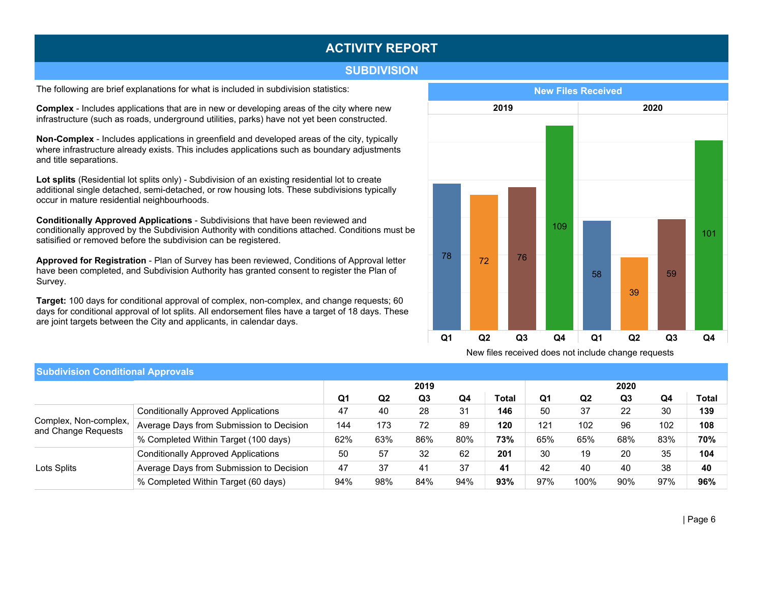# ACTIVITY REPORT

## SUBDIVISION

The following are brief explanations for what is included in subdivision statistics:

**Complex** - Includes applications that are in new or developing areas of the city where new infrastructure (such as roads, underground utilities, parks) have not yet been constructed.

**Non-Complex** - Includes applications in greenfield and developed areas of the city, typically where infrastructure already exists. This includes applications such as boundary adjustments and title separations.

**Lot splits** (Residential lot splits only) - Subdivision of an existing residential lot to create additional single detached, semi-detached, or row housing lots. These subdivisions typically occur in mature residential neighbourhoods.

**Conditionally Approved Applications** - Subdivisions that have been reviewed and conditionally approved by the Subdivision Authority with conditions attached. Conditions must be satisified or removed before the subdivision can be registered.

**Approved for Registration** - Plan of Survey has been reviewed, Conditions of Approval letter have been completed, and Subdivision Authority has granted consent to register the Plan of Survey.

**Target:** 100 days for conditional approval of complex, non-complex, and change requests; 60 days for conditional approval of lot splits. All endorsement files have a target of 18 days. These are joint targets between the City and applicants, in calendar days.

### New Files Received

| | 2019 | | | | 2020 | | | |
|---|---|---|---|---|---|---|---|---|
| | Q1 | Q2 | Q3 | Q4 | Q1 | Q2 | Q3 | Q4 |
| New Files Received | 78 | 72 | 76 | 109 | 58 | 39 | 59 | 101 |

New files received does not include change requests

### Subdivision Conditional Approvals

| | | 2019 | | | | | 2020 | | | | |
|---|---|---|---|---|---|---|---|---|---|---|---|
| | | Q1 | Q2 | Q3 | Q4 | Total | Q1 | Q2 | Q3 | Q4 | Total |
| Complex, Non-complex, and Change Requests | Conditionally Approved Applications | 47 | 40 | 28 | 31 | **146** | 50 | 37 | 22 | 30 | **139** |
| | Average Days from Submission to Decision | 144 | 173 | 72 | 89 | **120** | 121 | 102 | 96 | 102 | **108** |
| | % Completed Within Target (100 days) | 62% | 63% | 86% | 80% | **73%** | 65% | 65% | 68% | 83% | **70%** |
| Lots Splits | Conditionally Approved Applications | 50 | 57 | 32 | 62 | **201** | 30 | 19 | 20 | 35 | **104** |
| | Average Days from Submission to Decision | 47 | 37 | 41 | 37 | **41** | 42 | 40 | 40 | 38 | **40** |
| | % Completed Within Target (60 days) | 94% | 98% | 84% | 94% | **93%** | 97% | 100% | 90% | 97% | **96%** |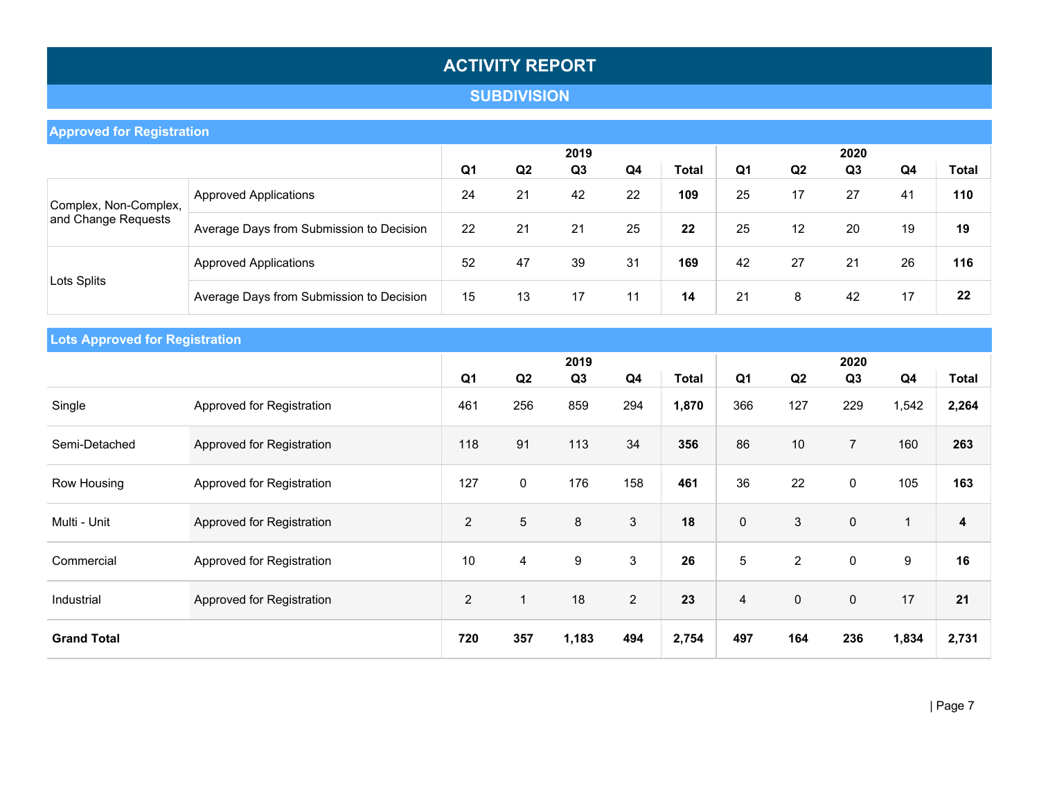# ACTIVITY REPORT

## SUBDIVISION

### Approved for Registration

| | | 2019 | | | | | 2020 | | | | |
|---|---|---|---|---|---|---|---|---|---|---|---|
| | | Q1 | Q2 | Q3 | Q4 | Total | Q1 | Q2 | Q3 | Q4 | Total |
| Complex, Non-Complex, and Change Requests | Approved Applications | 24 | 21 | 42 | 22 | **109** | 25 | 17 | 27 | 41 | **110** |
| | Average Days from Submission to Decision | 22 | 21 | 21 | 25 | **22** | 25 | 12 | 20 | 19 | **19** |
| Lots Splits | Approved Applications | 52 | 47 | 39 | 31 | **169** | 42 | 27 | 21 | 26 | **116** |
| | Average Days from Submission to Decision | 15 | 13 | 17 | 11 | **14** | 21 | 8 | 42 | 17 | **22** |

### Lots Approved for Registration

| | | 2019 | | | | | 2020 | | | | |
|---|---|---|---|---|---|---|---|---|---|---|---|
| | | Q1 | Q2 | Q3 | Q4 | Total | Q1 | Q2 | Q3 | Q4 | Total |
| Single | Approved for Registration | 461 | 256 | 859 | 294 | **1,870** | 366 | 127 | 229 | 1,542 | **2,264** |
| Semi-Detached | Approved for Registration | 118 | 91 | 113 | 34 | **356** | 86 | 10 | 7 | 160 | **263** |
| Row Housing | Approved for Registration | 127 | 0 | 176 | 158 | **461** | 36 | 22 | 0 | 105 | **163** |
| Multi - Unit | Approved for Registration | 2 | 5 | 8 | 3 | **18** | 0 | 3 | 0 | 1 | **4** |
| Commercial | Approved for Registration | 10 | 4 | 9 | 3 | **26** | 5 | 2 | 0 | 9 | **16** |
| Industrial | Approved for Registration | 2 | 1 | 18 | 2 | **23** | 4 | 0 | 0 | 17 | **21** |
| **Grand Total** | | **720** | **357** | **1,183** | **494** | **2,754** | **497** | **164** | **236** | **1,834** | **2,731** |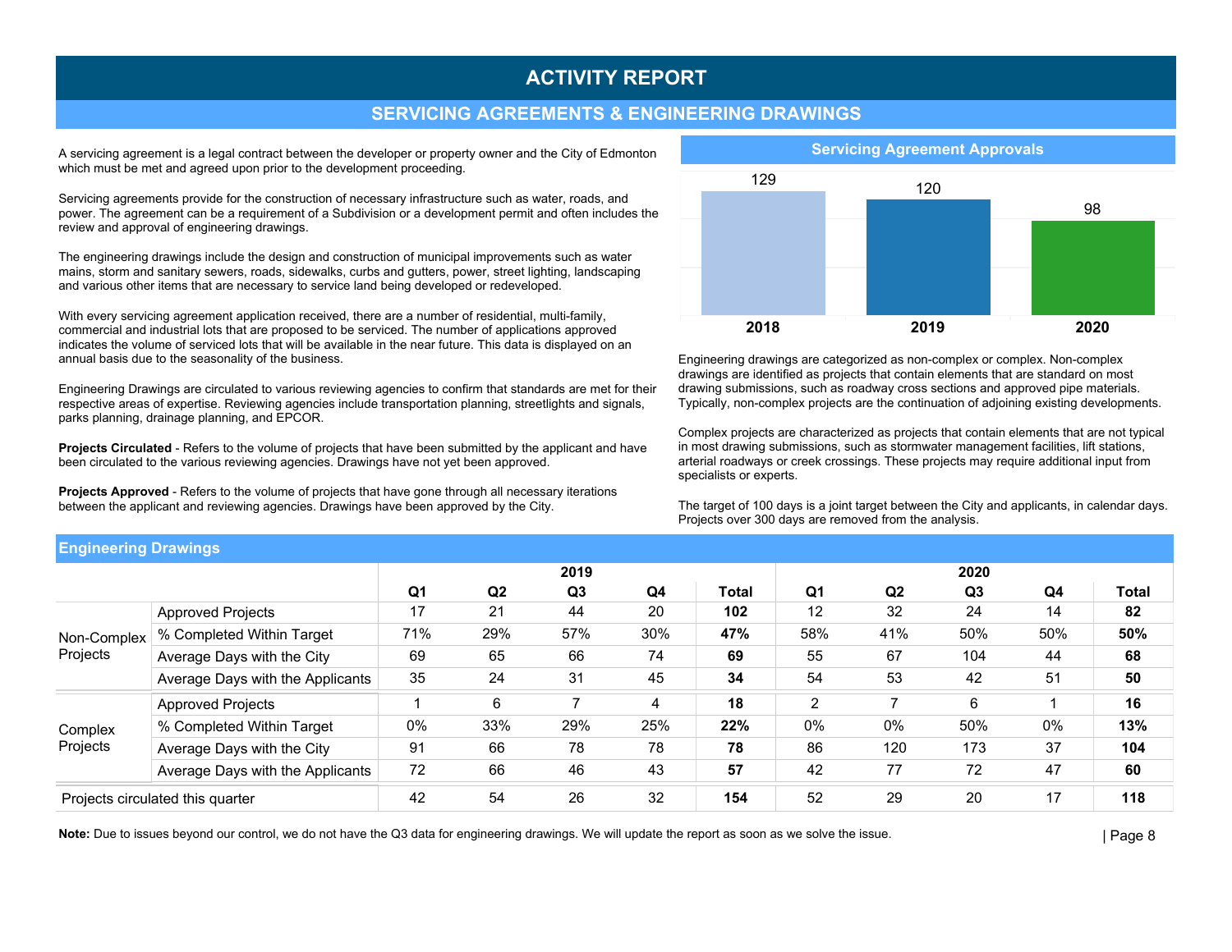# ACTIVITY REPORT

## SERVICING AGREEMENTS & ENGINEERING DRAWINGS

A servicing agreement is a legal contract between the developer or property owner and the City of Edmonton which must be met and agreed upon prior to the development proceeding.

Servicing agreements provide for the construction of necessary infrastructure such as water, roads, and power. The agreement can be a requirement of a Subdivision or a development permit and often includes the review and approval of engineering drawings.

The engineering drawings include the design and construction of municipal improvements such as water mains, storm and sanitary sewers, roads, sidewalks, curbs and gutters, power, street lighting, landscaping and various other items that are necessary to service land being developed or redeveloped.

With every servicing agreement application received, there are a number of residential, multi-family, commercial and industrial lots that are proposed to be serviced. The number of applications approved indicates the volume of serviced lots that will be available in the near future. This data is displayed on an annual basis due to the seasonality of the business.

Engineering Drawings are circulated to various reviewing agencies to confirm that standards are met for their respective areas of expertise. Reviewing agencies include transportation planning, streetlights and signals, parks planning, drainage planning, and EPCOR.

**Projects Circulated** - Refers to the volume of projects that have been submitted by the applicant and have been circulated to the various reviewing agencies. Drawings have not yet been approved.

**Projects Approved** - Refers to the volume of projects that have gone through all necessary iterations between the applicant and reviewing agencies. Drawings have been approved by the City.

### Servicing Agreement Approvals

| Year | Approvals |
|---|---|
| 2018 | 129 |
| 2019 | 120 |
| 2020 | 98 |

Engineering drawings are categorized as non-complex or complex. Non-complex drawings are identified as projects that contain elements that are standard on most drawing submissions, such as roadway cross sections and approved pipe materials. Typically, non-complex projects are the continuation of adjoining existing developments.

Complex projects are characterized as projects that contain elements that are not typical in most drawing submissions, such as stormwater management facilities, lift stations, arterial roadways or creek crossings. These projects may require additional input from specialists or experts.

The target of 100 days is a joint target between the City and applicants, in calendar days. Projects over 300 days are removed from the analysis.

### Engineering Drawings

| | | 2019 | | | | | 2020 | | | | |
|---|---|---|---|---|---|---|---|---|---|---|---|
| | | Q1 | Q2 | Q3 | Q4 | Total | Q1 | Q2 | Q3 | Q4 | Total |
| Non-Complex Projects | Approved Projects | 17 | 21 | 44 | 20 | **102** | 12 | 32 | 24 | 14 | **82** |
| | % Completed Within Target | 71% | 29% | 57% | 30% | **47%** | 58% | 41% | 50% | 50% | **50%** |
| | Average Days with the City | 69 | 65 | 66 | 74 | **69** | 55 | 67 | 104 | 44 | **68** |
| | Average Days with the Applicants | 35 | 24 | 31 | 45 | **34** | 54 | 53 | 42 | 51 | **50** |
| Complex Projects | Approved Projects | 1 | 6 | 7 | 4 | **18** | 2 | 7 | 6 | 1 | **16** |
| | % Completed Within Target | 0% | 33% | 29% | 25% | **22%** | 0% | 0% | 50% | 0% | **13%** |
| | Average Days with the City | 91 | 66 | 78 | 78 | **78** | 86 | 120 | 173 | 37 | **104** |
| | Average Days with the Applicants | 72 | 66 | 46 | 43 | **57** | 42 | 77 | 72 | 47 | **60** |
| Projects circulated this quarter | | 42 | 54 | 26 | 32 | **154** | 52 | 29 | 20 | 17 | **118** |

**Note:** Due to issues beyond our control, we do not have the Q3 data for engineering drawings. We will update the report as soon as we solve the issue.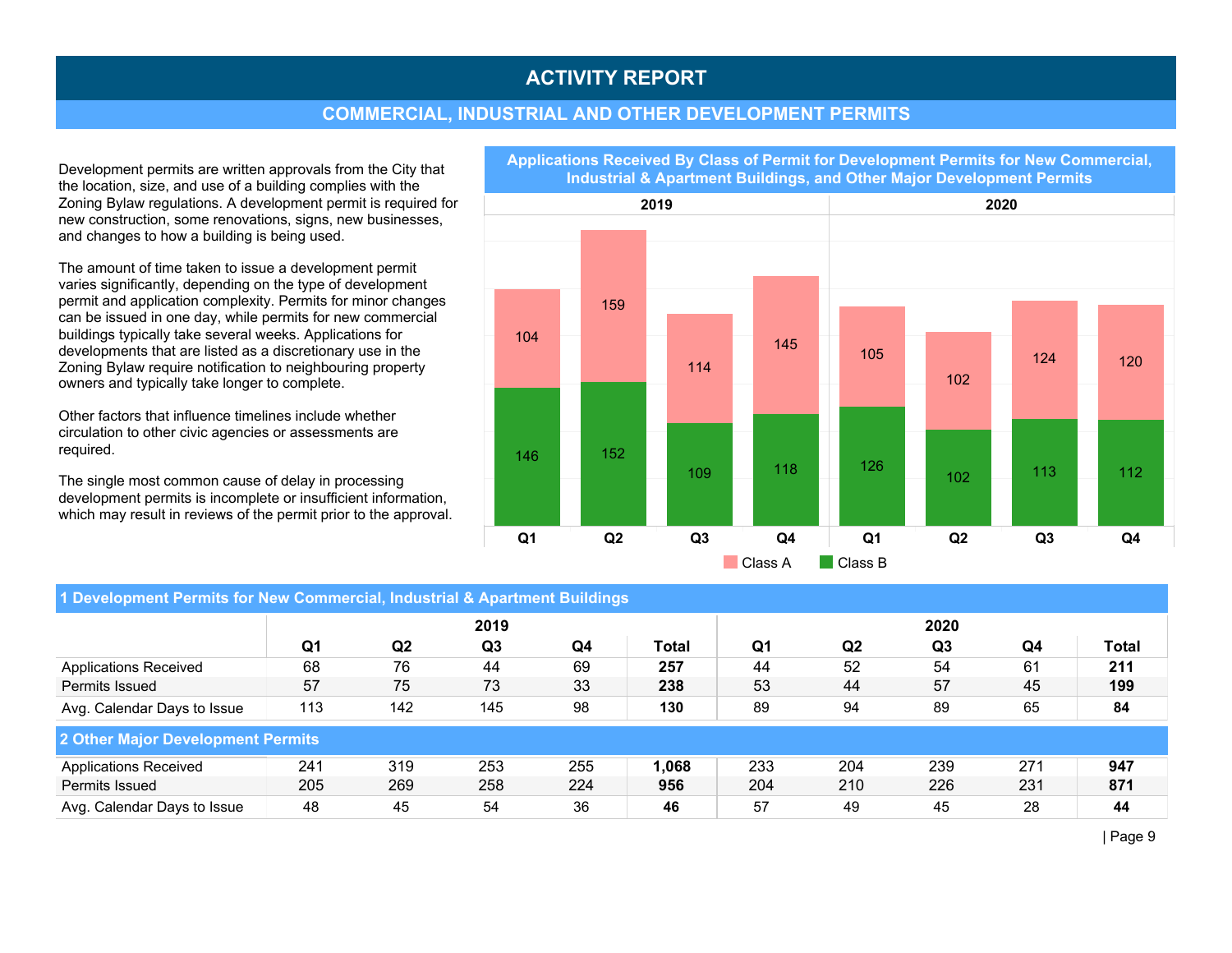# ACTIVITY REPORT

## COMMERCIAL, INDUSTRIAL AND OTHER DEVELOPMENT PERMITS

Development permits are written approvals from the City that the location, size, and use of a building complies with the Zoning Bylaw regulations. A development permit is required for new construction, some renovations, signs, new businesses, and changes to how a building is being used.

The amount of time taken to issue a development permit varies significantly, depending on the type of development permit and application complexity. Permits for minor changes can be issued in one day, while permits for new commercial buildings typically take several weeks. Applications for developments that are listed as a discretionary use in the Zoning Bylaw require notification to neighbouring property owners and typically take longer to complete.

Other factors that influence timelines include whether circulation to other civic agencies or assessments are required.

The single most common cause of delay in processing development permits is incomplete or insufficient information, which may result in reviews of the permit prior to the approval.

**Applications Received By Class of Permit for Development Permits for New Commercial, Industrial & Apartment Buildings, and Other Major Development Permits**

| | 2019 | | | | 2020 | | | |
|---|---|---|---|---|---|---|---|---|
| | Q1 | Q2 | Q3 | Q4 | Q1 | Q2 | Q3 | Q4 |
| Class A | 104 | 159 | 114 | 145 | 105 | 102 | 124 | 120 |
| Class B | 146 | 152 | 109 | 118 | 126 | 102 | 113 | 112 |

### 1 Development Permits for New Commercial, Industrial & Apartment Buildings

| | 2019 | | | | | 2020 | | | | |
|---|---|---|---|---|---|---|---|---|---|---|
| | Q1 | Q2 | Q3 | Q4 | Total | Q1 | Q2 | Q3 | Q4 | Total |
| Applications Received | 68 | 76 | 44 | 69 | **257** | 44 | 52 | 54 | 61 | **211** |
| Permits Issued | 57 | 75 | 73 | 33 | **238** | 53 | 44 | 57 | 45 | **199** |
| Avg. Calendar Days to Issue | 113 | 142 | 145 | 98 | **130** | 89 | 94 | 89 | 65 | **84** |

### 2 Other Major Development Permits

| | 2019 | | | | | 2020 | | | | |
|---|---|---|---|---|---|---|---|---|---|---|
| | Q1 | Q2 | Q3 | Q4 | Total | Q1 | Q2 | Q3 | Q4 | Total |
| Applications Received | 241 | 319 | 253 | 255 | **1,068** | 233 | 204 | 239 | 271 | **947** |
| Permits Issued | 205 | 269 | 258 | 224 | **956** | 204 | 210 | 226 | 231 | **871** |
| Avg. Calendar Days to Issue | 48 | 45 | 54 | 36 | **46** | 57 | 49 | 45 | 28 | **44** |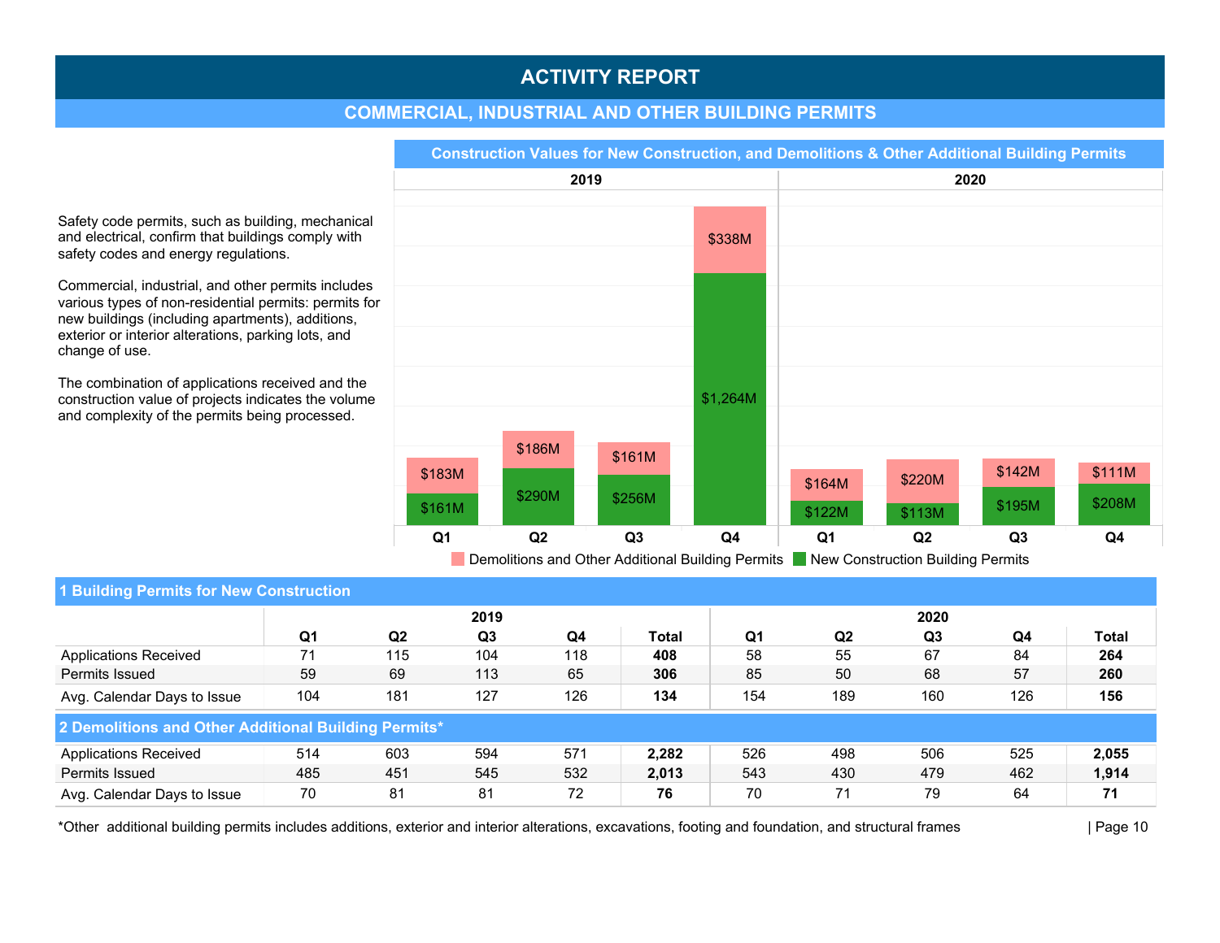# ACTIVITY REPORT

## COMMERCIAL, INDUSTRIAL AND OTHER BUILDING PERMITS

Safety code permits, such as building, mechanical and electrical, confirm that buildings comply with safety codes and energy regulations.

Commercial, industrial, and other permits includes various types of non-residential permits: permits for new buildings (including apartments), additions, exterior or interior alterations, parking lots, and change of use.

The combination of applications received and the construction value of projects indicates the volume and complexity of the permits being processed.

### Construction Values for New Construction, and Demolitions & Other Additional Building Permits

| | 2019 | | | | 2020 | | | |
|---|---|---|---|---|---|---|---|---|
| | Q1 | Q2 | Q3 | Q4 | Q1 | Q2 | Q3 | Q4 |
| Demolitions and Other Additional Building Permits | $183M | $186M | $161M | $338M | $164M | $220M | $142M | $111M |
| New Construction Building Permits | $161M | $290M | $256M | $1,264M | $122M | $113M | $195M | $208M |

| | 2019 | | | | | 2020 | | | | |
|---|---|---|---|---|---|---|---|---|---|---|
| | Q1 | Q2 | Q3 | Q4 | Total | Q1 | Q2 | Q3 | Q4 | Total |
| **1 Building Permits for New Construction** | | | | | | | | | | |
| Applications Received | 71 | 115 | 104 | 118 | **408** | 58 | 55 | 67 | 84 | **264** |
| Permits Issued | 59 | 69 | 113 | 65 | **306** | 85 | 50 | 68 | 57 | **260** |
| Avg. Calendar Days to Issue | 104 | 181 | 127 | 126 | **134** | 154 | 189 | 160 | 126 | **156** |
| **2 Demolitions and Other Additional Building Permits*** | | | | | | | | | | |
| Applications Received | 514 | 603 | 594 | 571 | **2,282** | 526 | 498 | 506 | 525 | **2,055** |
| Permits Issued | 485 | 451 | 545 | 532 | **2,013** | 543 | 430 | 479 | 462 | **1,914** |
| Avg. Calendar Days to Issue | 70 | 81 | 81 | 72 | **76** | 70 | 71 | 79 | 64 | **71** |

*Other additional building permits includes additions, exterior and interior alterations, excavations, footing and foundation, and structural frames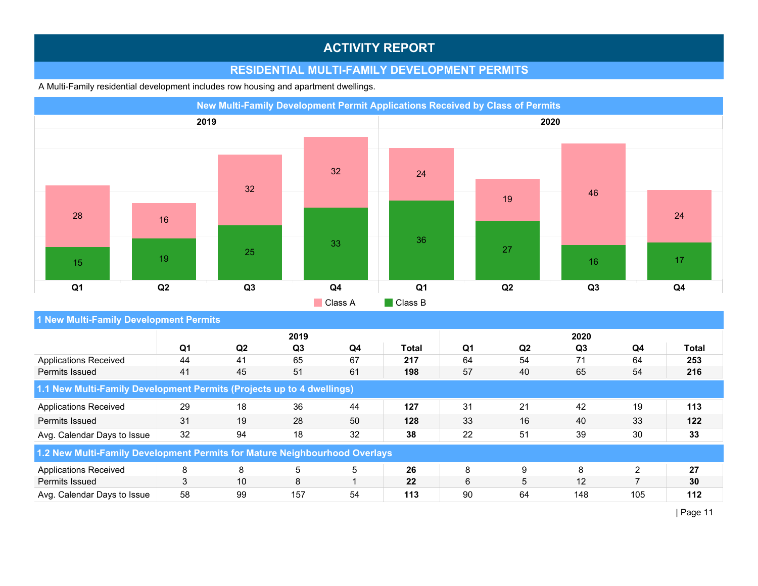# ACTIVITY REPORT

## RESIDENTIAL MULTI-FAMILY DEVELOPMENT PERMITS

A Multi-Family residential development includes row housing and apartment dwellings.

### New Multi-Family Development Permit Applications Received by Class of Permits

| | 2019 | | | | 2020 | | | |
|---|---|---|---|---|---|---|---|---|
| | Q1 | Q2 | Q3 | Q4 | Q1 | Q2 | Q3 | Q4 |
| Class A | 28 | 16 | 32 | 32 | 24 | 19 | 46 | 24 |
| Class B | 15 | 19 | 25 | 33 | 36 | 27 | 16 | 17 |

### 1 New Multi-Family Development Permits

| | 2019 | | | | | 2020 | | | | |
|---|---|---|---|---|---|---|---|---|---|---|
| | Q1 | Q2 | Q3 | Q4 | Total | Q1 | Q2 | Q3 | Q4 | Total |
| Applications Received | 44 | 41 | 65 | 67 | **217** | 64 | 54 | 71 | 64 | **253** |
| Permits Issued | 41 | 45 | 51 | 61 | **198** | 57 | 40 | 65 | 54 | **216** |

### 1.1 New Multi-Family Development Permits (Projects up to 4 dwellings)

| | Q1 | Q2 | Q3 | Q4 | Total | Q1 | Q2 | Q3 | Q4 | Total |
|---|---|---|---|---|---|---|---|---|---|---|
| Applications Received | 29 | 18 | 36 | 44 | **127** | 31 | 21 | 42 | 19 | **113** |
| Permits Issued | 31 | 19 | 28 | 50 | **128** | 33 | 16 | 40 | 33 | **122** |
| Avg. Calendar Days to Issue | 32 | 94 | 18 | 32 | **38** | 22 | 51 | 39 | 30 | **33** |

### 1.2 New Multi-Family Development Permits for Mature Neighbourhood Overlays

| | Q1 | Q2 | Q3 | Q4 | Total | Q1 | Q2 | Q3 | Q4 | Total |
|---|---|---|---|---|---|---|---|---|---|---|
| Applications Received | 8 | 8 | 5 | 5 | **26** | 8 | 9 | 8 | 2 | **27** |
| Permits Issued | 3 | 10 | 8 | 1 | **22** | 6 | 5 | 12 | 7 | **30** |
| Avg. Calendar Days to Issue | 58 | 99 | 157 | 54 | **113** | 90 | 64 | 148 | 105 | **112** |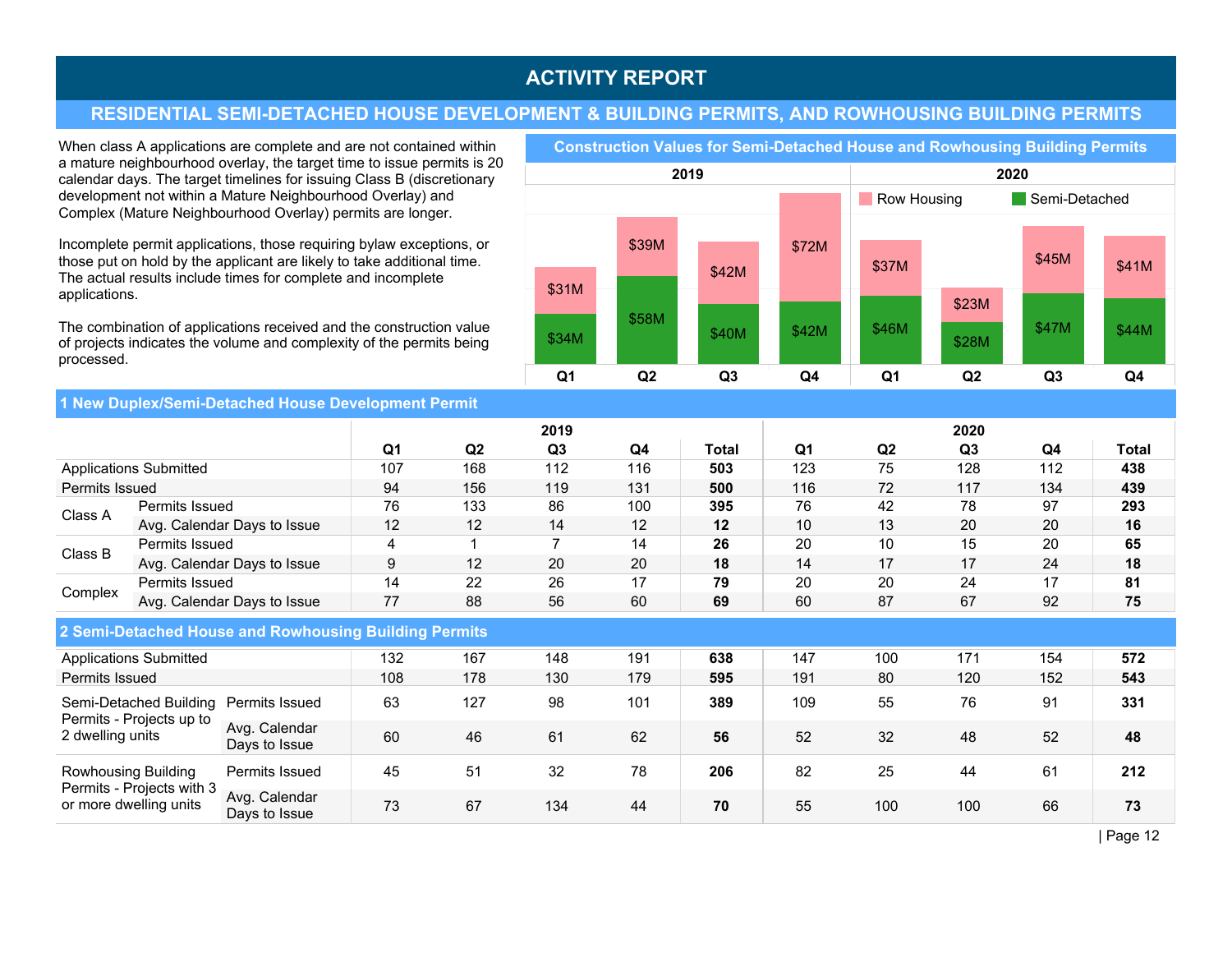# ACTIVITY REPORT

## RESIDENTIAL SEMI-DETACHED HOUSE DEVELOPMENT & BUILDING PERMITS, AND ROWHOUSING BUILDING PERMITS

When class A applications are complete and are not contained within a mature neighbourhood overlay, the target time to issue permits is 20 calendar days. The target timelines for issuing Class B (discretionary development not within a Mature Neighbourhood Overlay) and Complex (Mature Neighbourhood Overlay) permits are longer.

Incomplete permit applications, those requiring bylaw exceptions, or those put on hold by the applicant are likely to take additional time. The actual results include times for complete and incomplete applications.

The combination of applications received and the construction value of projects indicates the volume and complexity of the permits being processed.

### Construction Values for Semi-Detached House and Rowhousing Building Permits

| | 2019 Q1 | 2019 Q2 | 2019 Q3 | 2019 Q4 | 2020 Q1 | 2020 Q2 | 2020 Q3 | 2020 Q4 |
|---|---|---|---|---|---|---|---|---|
| Row Housing | $31M | $39M | $42M | $72M | $37M | $23M | $45M | $41M |
| Semi-Detached | $34M | $58M | $40M | $42M | $46M | $28M | $47M | $44M |

### 1 New Duplex/Semi-Detached House Development Permit

| | | 2019 Q1 | 2019 Q2 | 2019 Q3 | 2019 Q4 | 2019 Total | 2020 Q1 | 2020 Q2 | 2020 Q3 | 2020 Q4 | 2020 Total |
|---|---|---|---|---|---|---|---|---|---|---|---|
| Applications Submitted | | 107 | 168 | 112 | 116 | **503** | 123 | 75 | 128 | 112 | **438** |
| Permits Issued | | 94 | 156 | 119 | 131 | **500** | 116 | 72 | 117 | 134 | **439** |
| Class A | Permits Issued | 76 | 133 | 86 | 100 | **395** | 76 | 42 | 78 | 97 | **293** |
| | Avg. Calendar Days to Issue | 12 | 12 | 14 | 12 | **12** | 10 | 13 | 20 | 20 | **16** |
| Class B | Permits Issued | 4 | 1 | 7 | 14 | **26** | 20 | 10 | 15 | 20 | **65** |
| | Avg. Calendar Days to Issue | 9 | 12 | 20 | 20 | **18** | 14 | 17 | 17 | 24 | **18** |
| Complex | Permits Issued | 14 | 22 | 26 | 17 | **79** | 20 | 20 | 24 | 17 | **81** |
| | Avg. Calendar Days to Issue | 77 | 88 | 56 | 60 | **69** | 60 | 87 | 67 | 92 | **75** |

### 2 Semi-Detached House and Rowhousing Building Permits

| | | 2019 Q1 | 2019 Q2 | 2019 Q3 | 2019 Q4 | 2019 Total | 2020 Q1 | 2020 Q2 | 2020 Q3 | 2020 Q4 | 2020 Total |
|---|---|---|---|---|---|---|---|---|---|---|---|
| Applications Submitted | | 132 | 167 | 148 | 191 | **638** | 147 | 100 | 171 | 154 | **572** |
| Permits Issued | | 108 | 178 | 130 | 179 | **595** | 191 | 80 | 120 | 152 | **543** |
| Semi-Detached Building Permits - Projects up to 2 dwelling units | Permits Issued | 63 | 127 | 98 | 101 | **389** | 109 | 55 | 76 | 91 | **331** |
| | Avg. Calendar Days to Issue | 60 | 46 | 61 | 62 | **56** | 52 | 32 | 48 | 52 | **48** |
| Rowhousing Building Permits - Projects with 3 or more dwelling units | Permits Issued | 45 | 51 | 32 | 78 | **206** | 82 | 25 | 44 | 61 | **212** |
| | Avg. Calendar Days to Issue | 73 | 67 | 134 | 44 | **70** | 55 | 100 | 100 | 66 | **73** |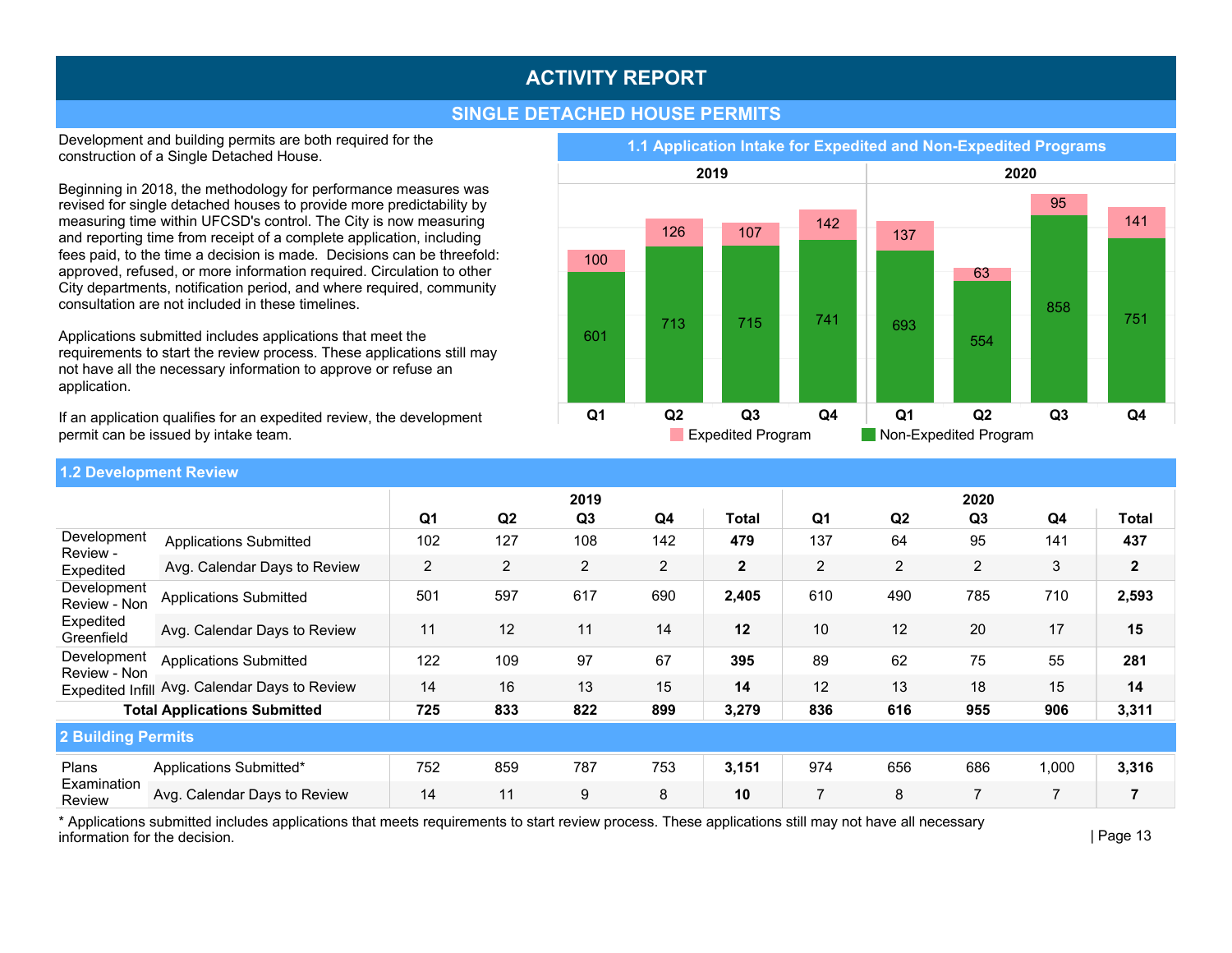# ACTIVITY REPORT

## SINGLE DETACHED HOUSE PERMITS

Development and building permits are both required for the construction of a Single Detached House.

Beginning in 2018, the methodology for performance measures was revised for single detached houses to provide more predictability by measuring time within UFCSD's control. The City is now measuring and reporting time from receipt of a complete application, including fees paid, to the time a decision is made. Decisions can be threefold: approved, refused, or more information required. Circulation to other City departments, notification period, and where required, community consultation are not included in these timelines.

Applications submitted includes applications that meet the requirements to start the review process. These applications still may not have all the necessary information to approve or refuse an application.

If an application qualifies for an expedited review, the development permit can be issued by intake team.

### 1.1 Application Intake for Expedited and Non-Expedited Programs

| | 2019 Q1 | 2019 Q2 | 2019 Q3 | 2019 Q4 | 2020 Q1 | 2020 Q2 | 2020 Q3 | 2020 Q4 |
|---|---|---|---|---|---|---|---|---|
| Expedited Program | 100 | 126 | 107 | 142 | 137 | 63 | 95 | 141 |
| Non-Expedited Program | 601 | 713 | 715 | 741 | 693 | 554 | 858 | 751 |

### 1.2 Development Review

| | | 2019 | | | | | 2020 | | | | |
|---|---|---|---|---|---|---|---|---|---|---|---|
| | | Q1 | Q2 | Q3 | Q4 | Total | Q1 | Q2 | Q3 | Q4 | Total |
| Development Review - Expedited | Applications Submitted | 102 | 127 | 108 | 142 | **479** | 137 | 64 | 95 | 141 | **437** |
| | Avg. Calendar Days to Review | 2 | 2 | 2 | 2 | **2** | 2 | 2 | 2 | 3 | **2** |
| Development Review - Non Expedited Greenfield | Applications Submitted | 501 | 597 | 617 | 690 | **2,405** | 610 | 490 | 785 | 710 | **2,593** |
| | Avg. Calendar Days to Review | 11 | 12 | 11 | 14 | **12** | 10 | 12 | 20 | 17 | **15** |
| Development Review - Non Expedited Infill | Applications Submitted | 122 | 109 | 97 | 67 | **395** | 89 | 62 | 75 | 55 | **281** |
| | Avg. Calendar Days to Review | 14 | 16 | 13 | 15 | **14** | 12 | 13 | 18 | 15 | **14** |
| **Total Applications Submitted** | | **725** | **833** | **822** | **899** | **3,279** | **836** | **616** | **955** | **906** | **3,311** |

### 2 Building Permits

| | | 2019 Q1 | 2019 Q2 | 2019 Q3 | 2019 Q4 | 2019 Total | 2020 Q1 | 2020 Q2 | 2020 Q3 | 2020 Q4 | 2020 Total |
|---|---|---|---|---|---|---|---|---|---|---|---|
| Plans Examination Review | Applications Submitted* | 752 | 859 | 787 | 753 | **3,151** | 974 | 656 | 686 | 1,000 | **3,316** |
| | Avg. Calendar Days to Review | 14 | 11 | 9 | 8 | **10** | 7 | 8 | 7 | 7 | **7** |

* Applications submitted includes applications that meets requirements to start review process. These applications still may not have all necessary information for the decision.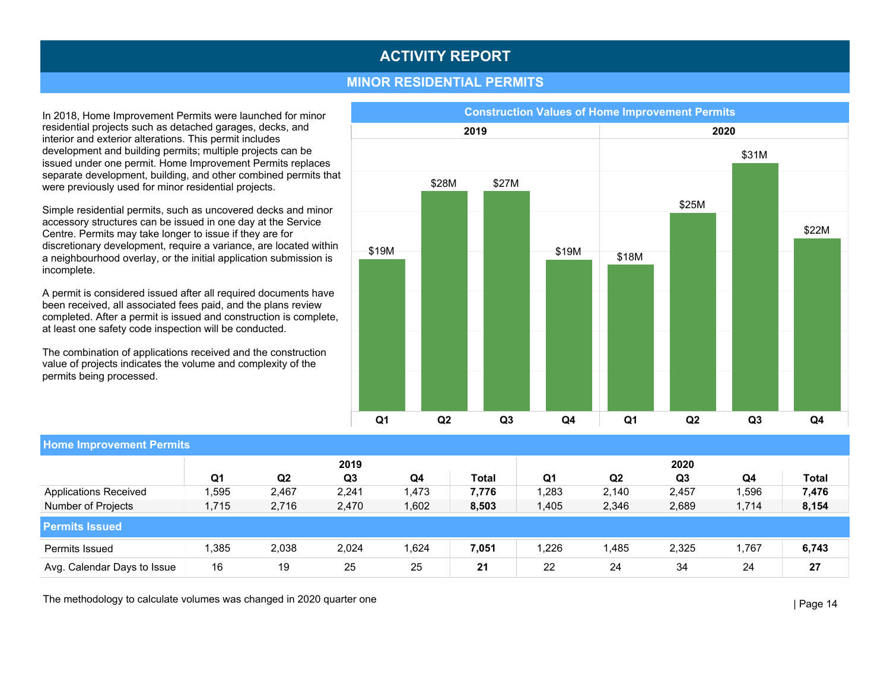# ACTIVITY REPORT

## MINOR RESIDENTIAL PERMITS

In 2018, Home Improvement Permits were launched for minor residential projects such as detached garages, decks, and interior and exterior alterations. This permit includes development and building permits; multiple projects can be issued under one permit. Home Improvement Permits replaces separate development, building, and other combined permits that were previously used for minor residential projects.

Simple residential permits, such as uncovered decks and minor accessory structures can be issued in one day at the Service Centre. Permits may take longer to issue if they are for discretionary development, require a variance, are located within a neighbourhood overlay, or the initial application submission is incomplete.

A permit is considered issued after all required documents have been received, all associated fees paid, and the plans review completed. After a permit is issued and construction is complete, at least one safety code inspection will be conducted.

The combination of applications received and the construction value of projects indicates the volume and complexity of the permits being processed.

### Construction Values of Home Improvement Permits

| | 2019 | | | | 2020 | | | |
|---|---|---|---|---|---|---|---|---|
| | Q1 | Q2 | Q3 | Q4 | Q1 | Q2 | Q3 | Q4 |
| Construction Value | $19M | $28M | $27M | $19M | $18M | $25M | $31M | $22M |

### Home Improvement Permits

| | 2019 | | | | | 2020 | | | | |
|---|---|---|---|---|---|---|---|---|---|---|
| | Q1 | Q2 | Q3 | Q4 | Total | Q1 | Q2 | Q3 | Q4 | Total |
| Applications Received | 1,595 | 2,467 | 2,241 | 1,473 | **7,776** | 1,283 | 2,140 | 2,457 | 1,596 | **7,476** |
| Number of Projects | 1,715 | 2,716 | 2,470 | 1,602 | **8,503** | 1,405 | 2,346 | 2,689 | 1,714 | **8,154** |
| **Permits Issued** | | | | | | | | | | |
| Permits Issued | 1,385 | 2,038 | 2,024 | 1,624 | **7,051** | 1,226 | 1,485 | 2,325 | 1,767 | **6,743** |
| Avg. Calendar Days to Issue | 16 | 19 | 25 | 25 | **21** | 22 | 24 | 34 | 24 | **27** |

The methodology to calculate volumes was changed in 2020 quarter one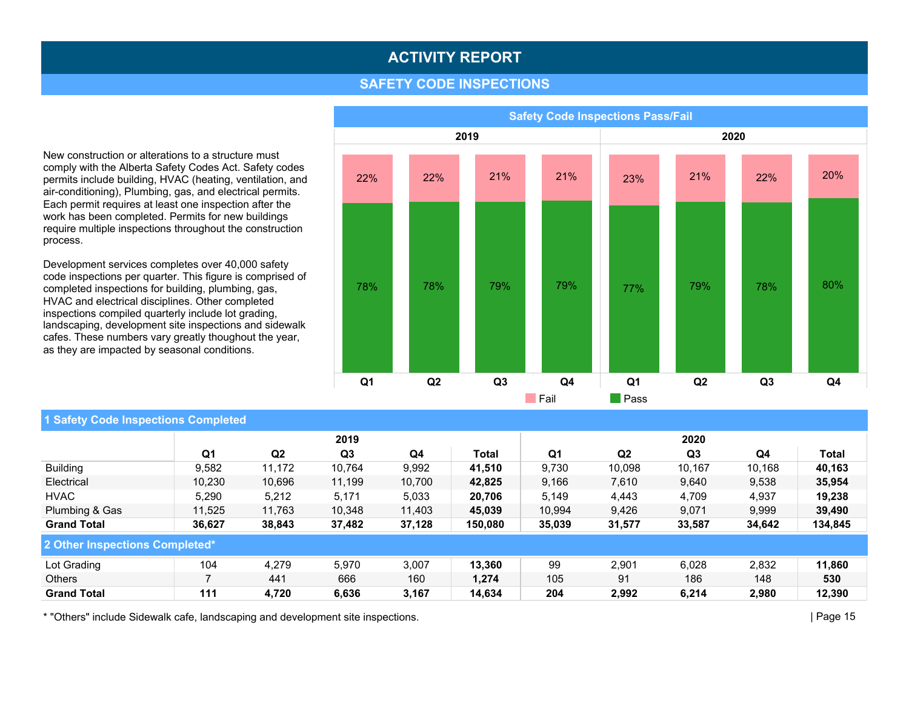# ACTIVITY REPORT

## SAFETY CODE INSPECTIONS

New construction or alterations to a structure must comply with the Alberta Safety Codes Act. Safety codes permits include building, HVAC (heating, ventilation, and air-conditioning), Plumbing, gas, and electrical permits. Each permit requires at least one inspection after the work has been completed. Permits for new buildings require multiple inspections throughout the construction process.

Development services completes over 40,000 safety code inspections per quarter. This figure is comprised of completed inspections for building, plumbing, gas, HVAC and electrical disciplines. Other completed inspections compiled quarterly include lot grading, landscaping, development site inspections and sidewalk cafes. These numbers vary greatly thoughout the year, as they are impacted by seasonal conditions.

### Safety Code Inspections Pass/Fail

| | 2019 Q1 | 2019 Q2 | 2019 Q3 | 2019 Q4 | 2020 Q1 | 2020 Q2 | 2020 Q3 | 2020 Q4 |
|---|---|---|---|---|---|---|---|---|
| Fail | 22% | 22% | 21% | 21% | 23% | 21% | 22% | 20% |
| Pass | 78% | 78% | 79% | 79% | 77% | 79% | 78% | 80% |

### 1 Safety Code Inspections Completed

| | 2019 | | | | | 2020 | | | | |
|---|---|---|---|---|---|---|---|---|---|---|
| | Q1 | Q2 | Q3 | Q4 | Total | Q1 | Q2 | Q3 | Q4 | Total |
| Building | 9,582 | 11,172 | 10,764 | 9,992 | **41,510** | 9,730 | 10,098 | 10,167 | 10,168 | **40,163** |
| Electrical | 10,230 | 10,696 | 11,199 | 10,700 | **42,825** | 9,166 | 7,610 | 9,640 | 9,538 | **35,954** |
| HVAC | 5,290 | 5,212 | 5,171 | 5,033 | **20,706** | 5,149 | 4,443 | 4,709 | 4,937 | **19,238** |
| Plumbing & Gas | 11,525 | 11,763 | 10,348 | 11,403 | **45,039** | 10,994 | 9,426 | 9,071 | 9,999 | **39,490** |
| **Grand Total** | **36,627** | **38,843** | **37,482** | **37,128** | **150,080** | **35,039** | **31,577** | **33,587** | **34,642** | **134,845** |

### 2 Other Inspections Completed*

| | 2019 Q1 | 2019 Q2 | 2019 Q3 | 2019 Q4 | 2019 Total | 2020 Q1 | 2020 Q2 | 2020 Q3 | 2020 Q4 | 2020 Total |
|---|---|---|---|---|---|---|---|---|---|---|
| Lot Grading | 104 | 4,279 | 5,970 | 3,007 | **13,360** | 99 | 2,901 | 6,028 | 2,832 | **11,860** |
| Others | 7 | 441 | 666 | 160 | **1,274** | 105 | 91 | 186 | 148 | **530** |
| **Grand Total** | **111** | **4,720** | **6,636** | **3,167** | **14,634** | **204** | **2,992** | **6,214** | **2,980** | **12,390** |

* "Others" include Sidewalk cafe, landscaping and development site inspections.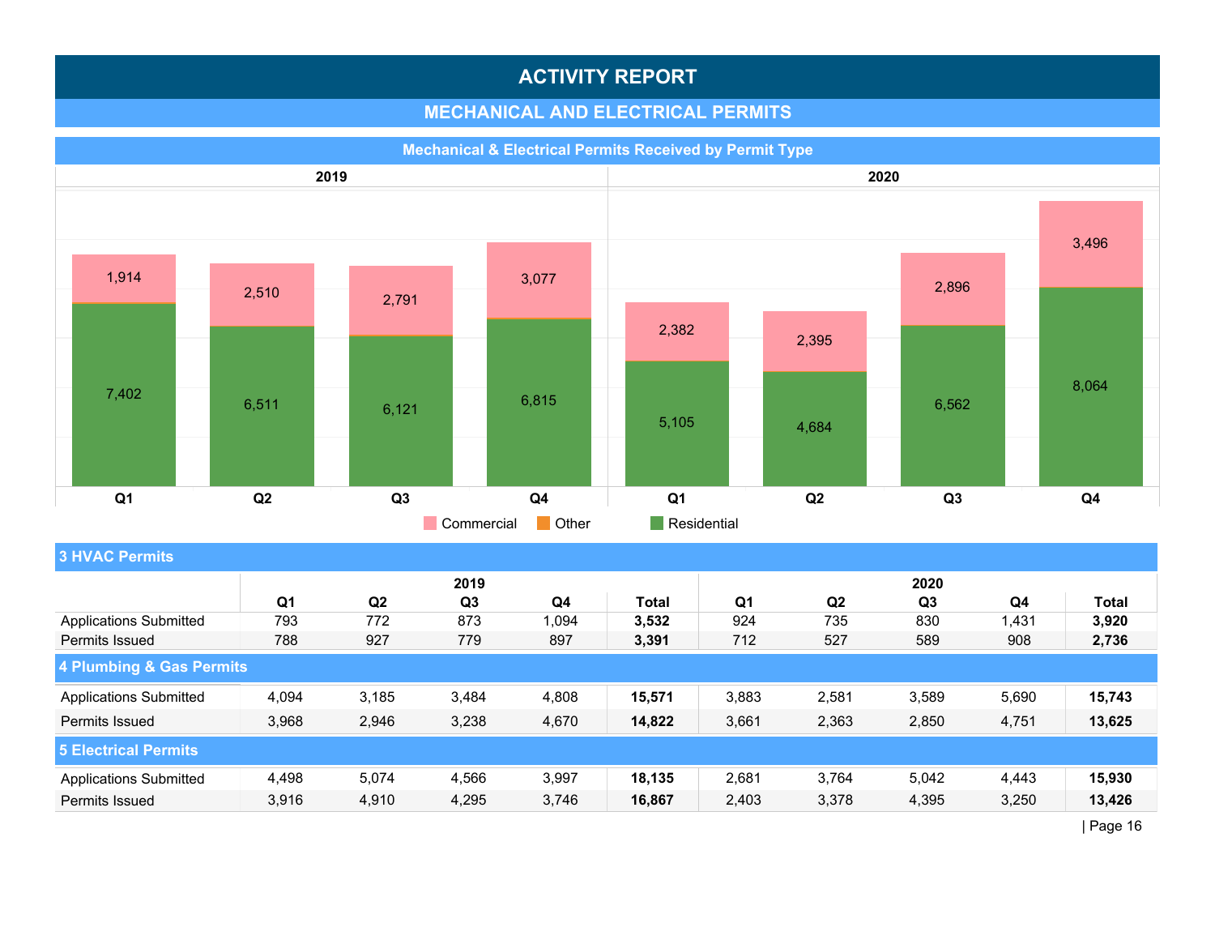# ACTIVITY REPORT

## MECHANICAL AND ELECTRICAL PERMITS

### Mechanical & Electrical Permits Received by Permit Type

| | 2019 | | | | 2020 | | | |
|---|---|---|---|---|---|---|---|---|
| | Q1 | Q2 | Q3 | Q4 | Q1 | Q2 | Q3 | Q4 |
| Commercial | 1,914 | 2,510 | 2,791 | 3,077 | 2,382 | 2,395 | 2,896 | 3,496 |
| Residential | 7,402 | 6,511 | 6,121 | 6,815 | 5,105 | 4,684 | 6,562 | 8,064 |

Commercial | Other | Residential

### 3 HVAC Permits

| | 2019 | | | | | 2020 | | | | |
|---|---|---|---|---|---|---|---|---|---|---|
| | Q1 | Q2 | Q3 | Q4 | Total | Q1 | Q2 | Q3 | Q4 | Total |
| Applications Submitted | 793 | 772 | 873 | 1,094 | **3,532** | 924 | 735 | 830 | 1,431 | **3,920** |
| Permits Issued | 788 | 927 | 779 | 897 | **3,391** | 712 | 527 | 589 | 908 | **2,736** |

### 4 Plumbing & Gas Permits

| | Q1 | Q2 | Q3 | Q4 | Total | Q1 | Q2 | Q3 | Q4 | Total |
|---|---|---|---|---|---|---|---|---|---|---|
| Applications Submitted | 4,094 | 3,185 | 3,484 | 4,808 | **15,571** | 3,883 | 2,581 | 3,589 | 5,690 | **15,743** |
| Permits Issued | 3,968 | 2,946 | 3,238 | 4,670 | **14,822** | 3,661 | 2,363 | 2,850 | 4,751 | **13,625** |

### 5 Electrical Permits

| | Q1 | Q2 | Q3 | Q4 | Total | Q1 | Q2 | Q3 | Q4 | Total |
|---|---|---|---|---|---|---|---|---|---|---|
| Applications Submitted | 4,498 | 5,074 | 4,566 | 3,997 | **18,135** | 2,681 | 3,764 | 5,042 | 4,443 | **15,930** |
| Permits Issued | 3,916 | 4,910 | 4,295 | 3,746 | **16,867** | 2,403 | 3,378 | 4,395 | 3,250 | **13,426** |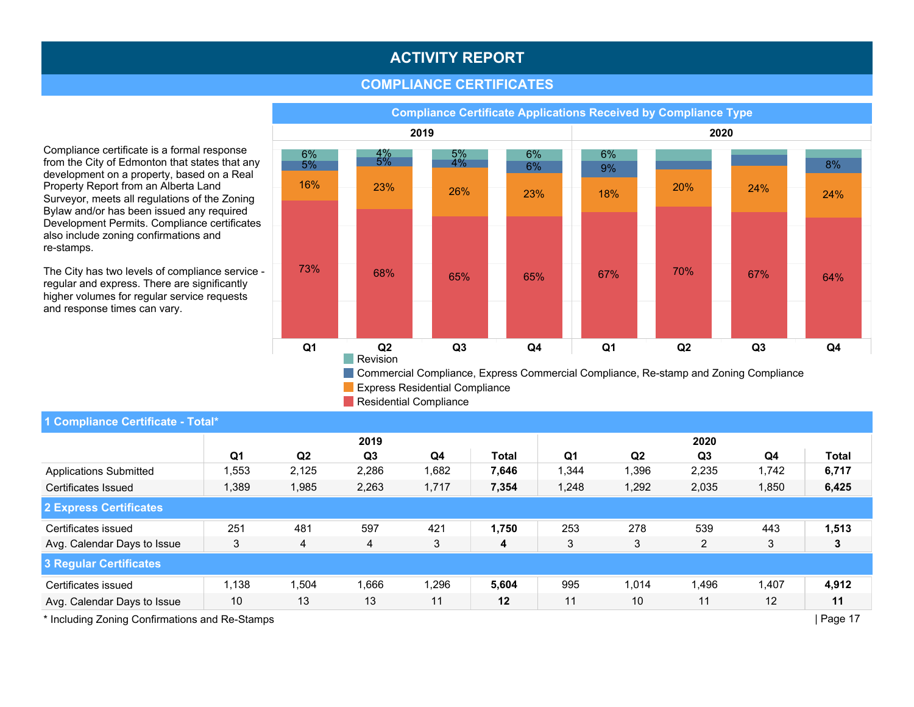# ACTIVITY REPORT

## COMPLIANCE CERTIFICATES

Compliance certificate is a formal response from the City of Edmonton that states that any development on a property, based on a Real Property Report from an Alberta Land Surveyor, meets all regulations of the Zoning Bylaw and/or has been issued any required Development Permits. Compliance certificates also include zoning confirmations and re-stamps.

The City has two levels of compliance service - regular and express. There are significantly higher volumes for regular service requests and response times can vary.

### Compliance Certificate Applications Received by Compliance Type

| | 2019 | | | | 2020 | | | |
|---|---|---|---|---|---|---|---|---|
| | Q1 | Q2 | Q3 | Q4 | Q1 | Q2 | Q3 | Q4 |
| Revision | 6% | 4% | 5% | 6% | 6% | | | |
| Commercial Compliance, Express Commercial Compliance, Re-stamp and Zoning Compliance | 5% | 5% | 4% | 6% | 9% | | | 8% |
| Express Residential Compliance | 16% | 23% | 26% | 23% | 18% | 20% | 24% | 24% |
| Residential Compliance | 73% | 68% | 65% | 65% | 67% | 70% | 67% | 64% |

### 1 Compliance Certificate - Total*

| | 2019 | | | | | 2020 | | | | |
|---|---|---|---|---|---|---|---|---|---|---|
| | Q1 | Q2 | Q3 | Q4 | Total | Q1 | Q2 | Q3 | Q4 | Total |
| Applications Submitted | 1,553 | 2,125 | 2,286 | 1,682 | **7,646** | 1,344 | 1,396 | 2,235 | 1,742 | **6,717** |
| Certificates Issued | 1,389 | 1,985 | 2,263 | 1,717 | **7,354** | 1,248 | 1,292 | 2,035 | 1,850 | **6,425** |

### 2 Express Certificates

| | Q1 | Q2 | Q3 | Q4 | Total | Q1 | Q2 | Q3 | Q4 | Total |
|---|---|---|---|---|---|---|---|---|---|---|
| Certificates issued | 251 | 481 | 597 | 421 | **1,750** | 253 | 278 | 539 | 443 | **1,513** |
| Avg. Calendar Days to Issue | 3 | 4 | 4 | 3 | **4** | 3 | 3 | 2 | 3 | **3** |

### 3 Regular Certificates

| | Q1 | Q2 | Q3 | Q4 | Total | Q1 | Q2 | Q3 | Q4 | Total |
|---|---|---|---|---|---|---|---|---|---|---|
| Certificates issued | 1,138 | 1,504 | 1,666 | 1,296 | **5,604** | 995 | 1,014 | 1,496 | 1,407 | **4,912** |
| Avg. Calendar Days to Issue | 10 | 13 | 13 | 11 | **12** | 11 | 10 | 11 | 12 | **11** |

* Including Zoning Confirmations and Re-Stamps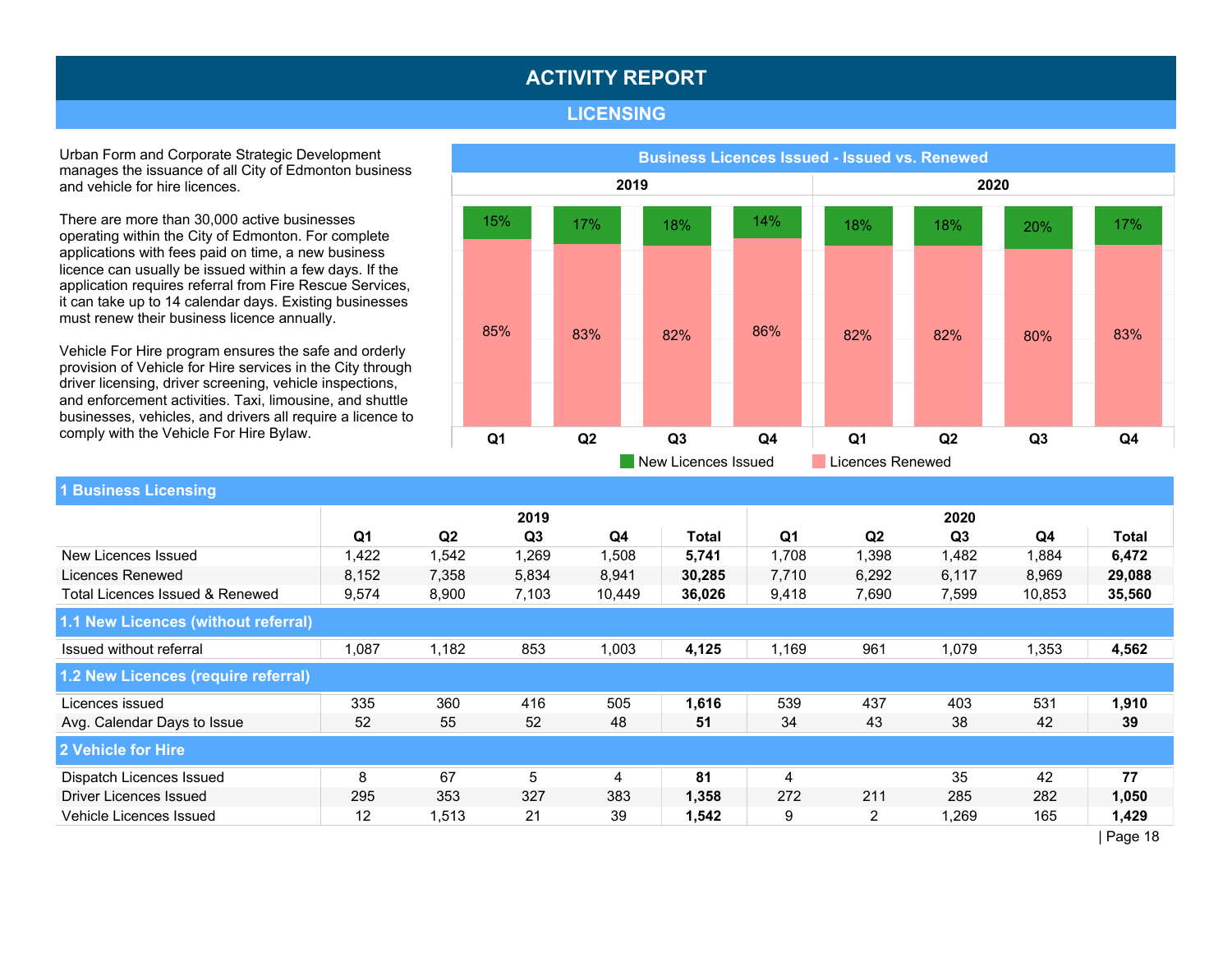# ACTIVITY REPORT

## LICENSING

Urban Form and Corporate Strategic Development manages the issuance of all City of Edmonton business and vehicle for hire licences.

There are more than 30,000 active businesses operating within the City of Edmonton. For complete applications with fees paid on time, a new business licence can usually be issued within a few days. If the application requires referral from Fire Rescue Services, it can take up to 14 calendar days. Existing businesses must renew their business licence annually.

Vehicle For Hire program ensures the safe and orderly provision of Vehicle for Hire services in the City through driver licensing, driver screening, vehicle inspections, and enforcement activities. Taxi, limousine, and shuttle businesses, vehicles, and drivers all require a licence to comply with the Vehicle For Hire Bylaw.

**Business Licences Issued - Issued vs. Renewed**

| | 2019 | | | | 2020 | | | |
|---|---|---|---|---|---|---|---|---|
| | Q1 | Q2 | Q3 | Q4 | Q1 | Q2 | Q3 | Q4 |
| New Licences Issued | 15% | 17% | 18% | 14% | 18% | 18% | 20% | 17% |
| Licences Renewed | 85% | 83% | 82% | 86% | 82% | 82% | 80% | 83% |

### 1 Business Licensing

| | 2019 | | | | | 2020 | | | | |
|---|---|---|---|---|---|---|---|---|---|---|
| | Q1 | Q2 | Q3 | Q4 | Total | Q1 | Q2 | Q3 | Q4 | Total |
| New Licences Issued | 1,422 | 1,542 | 1,269 | 1,508 | **5,741** | 1,708 | 1,398 | 1,482 | 1,884 | **6,472** |
| Licences Renewed | 8,152 | 7,358 | 5,834 | 8,941 | **30,285** | 7,710 | 6,292 | 6,117 | 8,969 | **29,088** |
| Total Licences Issued & Renewed | 9,574 | 8,900 | 7,103 | 10,449 | **36,026** | 9,418 | 7,690 | 7,599 | 10,853 | **35,560** |
| **1.1 New Licences (without referral)** | | | | | | | | | | |
| Issued without referral | 1,087 | 1,182 | 853 | 1,003 | **4,125** | 1,169 | 961 | 1,079 | 1,353 | **4,562** |
| **1.2 New Licences (require referral)** | | | | | | | | | | |
| Licences issued | 335 | 360 | 416 | 505 | **1,616** | 539 | 437 | 403 | 531 | **1,910** |
| Avg. Calendar Days to Issue | 52 | 55 | 52 | 48 | **51** | 34 | 43 | 38 | 42 | **39** |
| **2 Vehicle for Hire** | | | | | | | | | | |
| Dispatch Licences Issued | 8 | 67 | 5 | 4 | **81** | 4 | | 35 | 42 | **77** |
| Driver Licences Issued | 295 | 353 | 327 | 383 | **1,358** | 272 | 211 | 285 | 282 | **1,050** |
| Vehicle Licences Issued | 12 | 1,513 | 21 | 39 | **1,542** | 9 | 2 | 1,269 | 165 | **1,429** |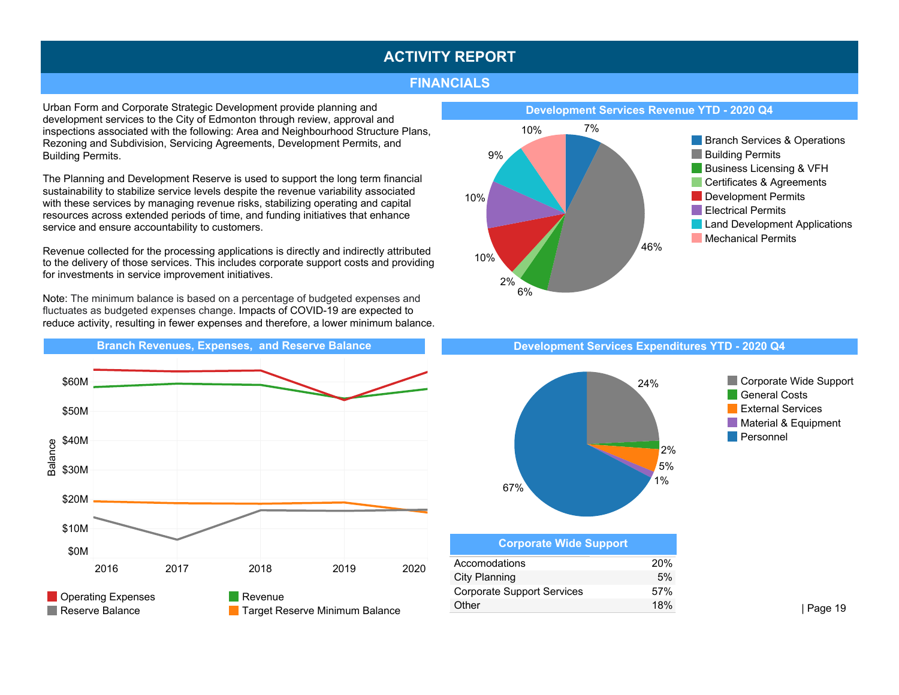# ACTIVITY REPORT

## FINANCIALS

Urban Form and Corporate Strategic Development provide planning and development services to the City of Edmonton through review, approval and inspections associated with the following: Area and Neighbourhood Structure Plans, Rezoning and Subdivision, Servicing Agreements, Development Permits, and Building Permits.

The Planning and Development Reserve is used to support the long term financial sustainability to stabilize service levels despite the revenue variability associated with these services by managing revenue risks, stabilizing operating and capital resources across extended periods of time, and funding initiatives that enhance service and ensure accountability to customers.

Revenue collected for the processing applications is directly and indirectly attributed to the delivery of those services. This includes corporate support costs and providing for investments in service improvement initiatives.

Note: The minimum balance is based on a percentage of budgeted expenses and fluctuates as budgeted expenses change. Impacts of COVID-19 are expected to reduce activity, resulting in fewer expenses and therefore, a lower minimum balance.

### Development Services Revenue YTD - 2020 Q4

| Category | Share |
|---|---|
| Branch Services & Operations | 7% |
| Building Permits | 46% |
| Business Licensing & VFH | 6% |
| Certificates & Agreements | 2% |
| Development Permits | 10% |
| Electrical Permits | 10% |
| Land Development Applications | 9% |
| Mechanical Permits | 10% |

### Branch Revenues, Expenses, and Reserve Balance

Legend: Operating Expenses, Revenue, Reserve Balance, Target Reserve Minimum Balance

Y-axis: Balance ($0M – $60M); X-axis: 2016, 2017, 2018, 2019, 2020

### Development Services Expenditures YTD - 2020 Q4

| Category | Share |
|---|---|
| Corporate Wide Support | 24% |
| General Costs | 2% |
| External Services | 5% |
| Material & Equipment | 1% |
| Personnel | 67% |

### Corporate Wide Support

| Corporate Wide Support | |
|---|---|
| Accomodations | 20% |
| City Planning | 5% |
| Corporate Support Services | 57% |
| Other | 18% |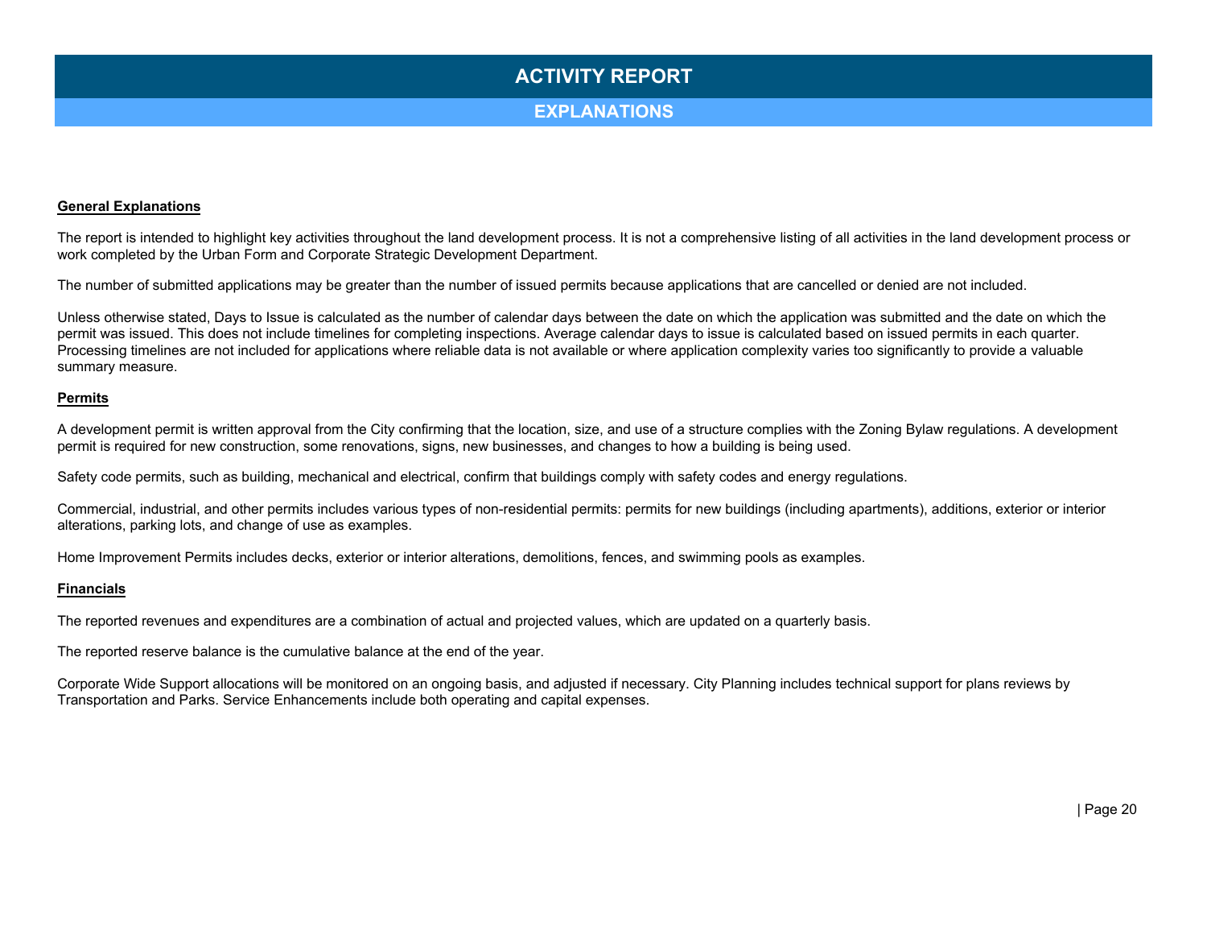# ACTIVITY REPORT

## EXPLANATIONS

### General Explanations

The report is intended to highlight key activities throughout the land development process. It is not a comprehensive listing of all activities in the land development process or work completed by the Urban Form and Corporate Strategic Development Department.

The number of submitted applications may be greater than the number of issued permits because applications that are cancelled or denied are not included.

Unless otherwise stated, Days to Issue is calculated as the number of calendar days between the date on which the application was submitted and the date on which the permit was issued. This does not include timelines for completing inspections. Average calendar days to issue is calculated based on issued permits in each quarter. Processing timelines are not included for applications where reliable data is not available or where application complexity varies too significantly to provide a valuable summary measure.

### Permits

A development permit is written approval from the City confirming that the location, size, and use of a structure complies with the Zoning Bylaw regulations. A development permit is required for new construction, some renovations, signs, new businesses, and changes to how a building is being used.

Safety code permits, such as building, mechanical and electrical, confirm that buildings comply with safety codes and energy regulations.

Commercial, industrial, and other permits includes various types of non-residential permits: permits for new buildings (including apartments), additions, exterior or interior alterations, parking lots, and change of use as examples.

Home Improvement Permits includes decks, exterior or interior alterations, demolitions, fences, and swimming pools as examples.

### Financials

The reported revenues and expenditures are a combination of actual and projected values, which are updated on a quarterly basis.

The reported reserve balance is the cumulative balance at the end of the year.

Corporate Wide Support allocations will be monitored on an ongoing basis, and adjusted if necessary. City Planning includes technical support for plans reviews by Transportation and Parks. Service Enhancements include both operating and capital expenses.